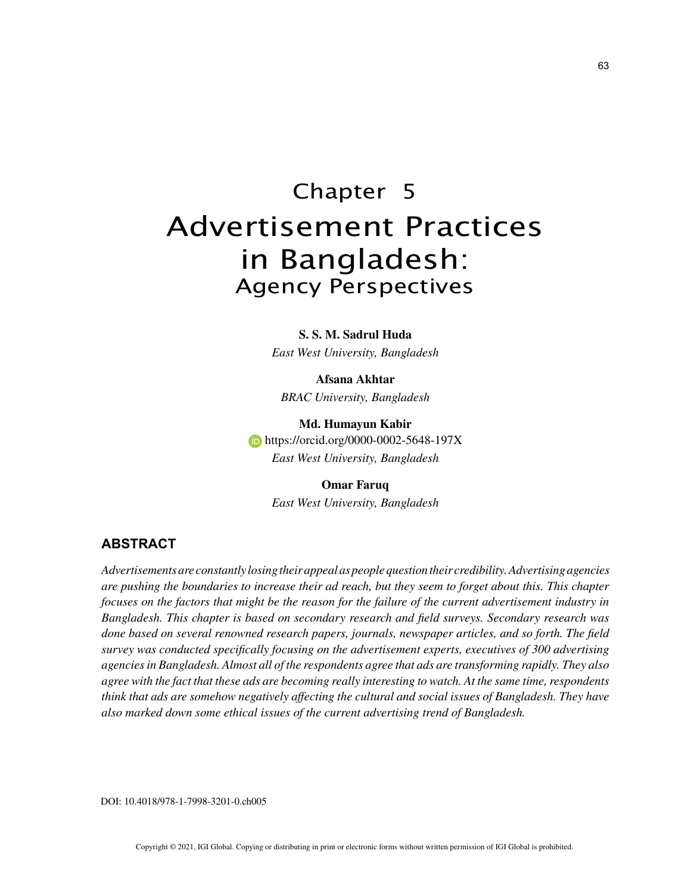# Chapter 5
# Advertisement Practices in Bangladesh:
## Agency Perspectives

**S. S. M. Sadrul Huda**
*East West University, Bangladesh*

**Afsana Akhtar**
*BRAC University, Bangladesh*

**Md. Humayun Kabir**
https://orcid.org/0000-0002-5648-197X
*East West University, Bangladesh*

**Omar Faruq**
*East West University, Bangladesh*

## ABSTRACT

*Advertisements are constantly losing their appeal as people question their credibility. Advertising agencies are pushing the boundaries to increase their ad reach, but they seem to forget about this. This chapter focuses on the factors that might be the reason for the failure of the current advertisement industry in Bangladesh. This chapter is based on secondary research and field surveys. Secondary research was done based on several renowned research papers, journals, newspaper articles, and so forth. The field survey was conducted specifically focusing on the advertisement experts, executives of 300 advertising agencies in Bangladesh. Almost all of the respondents agree that ads are transforming rapidly. They also agree with the fact that these ads are becoming really interesting to watch. At the same time, respondents think that ads are somehow negatively affecting the cultural and social issues of Bangladesh. They have also marked down some ethical issues of the current advertising trend of Bangladesh.*

DOI: 10.4018/978-1-7998-3201-0.ch005

Copyright © 2021, IGI Global. Copying or distributing in print or electronic forms without written permission of IGI Global is prohibited.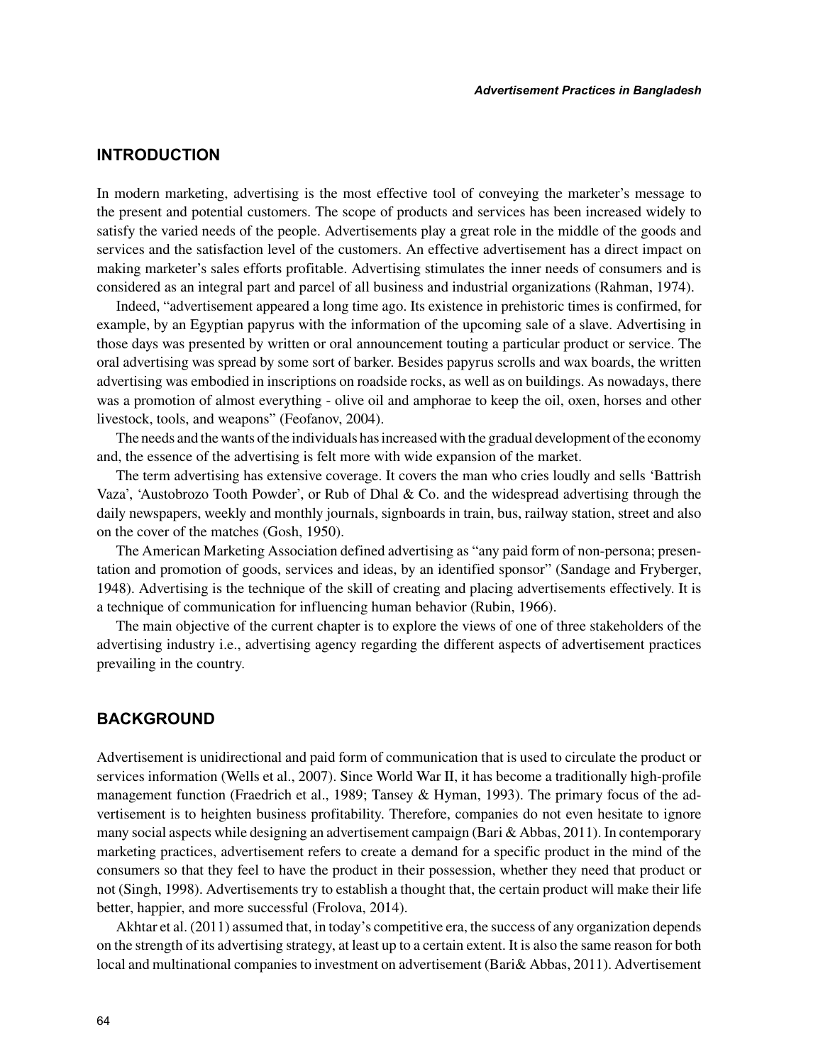## INTRODUCTION

In modern marketing, advertising is the most effective tool of conveying the marketer's message to the present and potential customers. The scope of products and services has been increased widely to satisfy the varied needs of the people. Advertisements play a great role in the middle of the goods and services and the satisfaction level of the customers. An effective advertisement has a direct impact on making marketer's sales efforts profitable. Advertising stimulates the inner needs of consumers and is considered as an integral part and parcel of all business and industrial organizations (Rahman, 1974).

Indeed, "advertisement appeared a long time ago. Its existence in prehistoric times is confirmed, for example, by an Egyptian papyrus with the information of the upcoming sale of a slave. Advertising in those days was presented by written or oral announcement touting a particular product or service. The oral advertising was spread by some sort of barker. Besides papyrus scrolls and wax boards, the written advertising was embodied in inscriptions on roadside rocks, as well as on buildings. As nowadays, there was a promotion of almost everything - olive oil and amphorae to keep the oil, oxen, horses and other livestock, tools, and weapons" (Feofanov, 2004).

The needs and the wants of the individuals has increased with the gradual development of the economy and, the essence of the advertising is felt more with wide expansion of the market.

The term advertising has extensive coverage. It covers the man who cries loudly and sells 'Battrish Vaza', 'Austobrozo Tooth Powder', or Rub of Dhal & Co. and the widespread advertising through the daily newspapers, weekly and monthly journals, signboards in train, bus, railway station, street and also on the cover of the matches (Gosh, 1950).

The American Marketing Association defined advertising as "any paid form of non-persona; presentation and promotion of goods, services and ideas, by an identified sponsor" (Sandage and Fryberger, 1948). Advertising is the technique of the skill of creating and placing advertisements effectively. It is a technique of communication for influencing human behavior (Rubin, 1966).

The main objective of the current chapter is to explore the views of one of three stakeholders of the advertising industry i.e., advertising agency regarding the different aspects of advertisement practices prevailing in the country.

## BACKGROUND

Advertisement is unidirectional and paid form of communication that is used to circulate the product or services information (Wells et al., 2007). Since World War II, it has become a traditionally high-profile management function (Fraedrich et al., 1989; Tansey & Hyman, 1993). The primary focus of the advertisement is to heighten business profitability. Therefore, companies do not even hesitate to ignore many social aspects while designing an advertisement campaign (Bari & Abbas, 2011). In contemporary marketing practices, advertisement refers to create a demand for a specific product in the mind of the consumers so that they feel to have the product in their possession, whether they need that product or not (Singh, 1998). Advertisements try to establish a thought that, the certain product will make their life better, happier, and more successful (Frolova, 2014).

Akhtar et al. (2011) assumed that, in today's competitive era, the success of any organization depends on the strength of its advertising strategy, at least up to a certain extent. It is also the same reason for both local and multinational companies to investment on advertisement (Bari& Abbas, 2011). Advertisement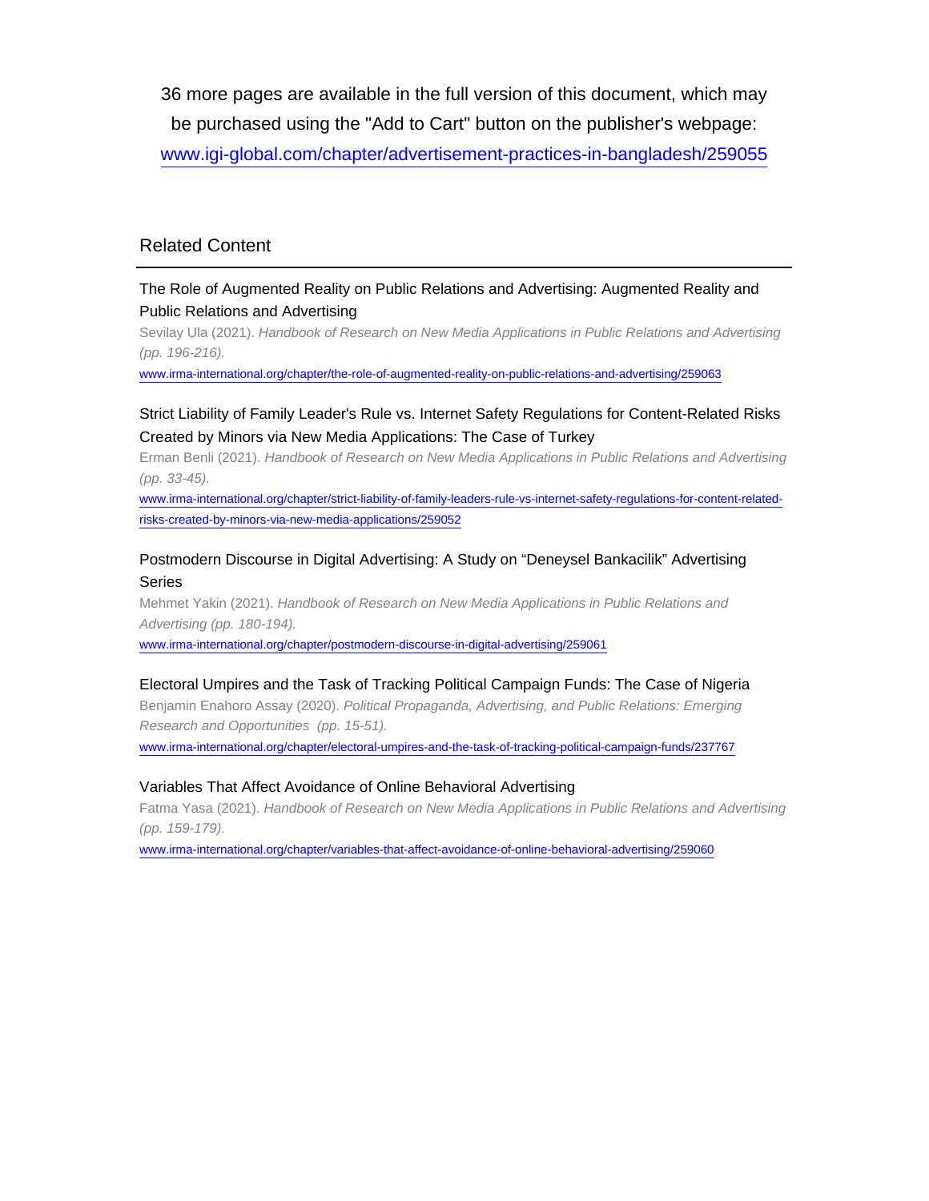36 more pages are available in the full version of this document, which may be purchased using the "Add to Cart" button on the publisher's webpage: www.igi-global.com/chapter/advertisement-practices-in-bangladesh/259055

## Related Content

The Role of Augmented Reality on Public Relations and Advertising: Augmented Reality and Public Relations and Advertising
Sevilay Ula (2021). *Handbook of Research on New Media Applications in Public Relations and Advertising (pp. 196-216).*
www.irma-international.org/chapter/the-role-of-augmented-reality-on-public-relations-and-advertising/259063

Strict Liability of Family Leader's Rule vs. Internet Safety Regulations for Content-Related Risks Created by Minors via New Media Applications: The Case of Turkey
Erman Benli (2021). *Handbook of Research on New Media Applications in Public Relations and Advertising (pp. 33-45).*
www.irma-international.org/chapter/strict-liability-of-family-leaders-rule-vs-internet-safety-regulations-for-content-related-risks-created-by-minors-via-new-media-applications/259052

Postmodern Discourse in Digital Advertising: A Study on "Deneysel Bankacilik" Advertising Series
Mehmet Yakin (2021). *Handbook of Research on New Media Applications in Public Relations and Advertising (pp. 180-194).*
www.irma-international.org/chapter/postmodern-discourse-in-digital-advertising/259061

Electoral Umpires and the Task of Tracking Political Campaign Funds: The Case of Nigeria
Benjamin Enahoro Assay (2020). *Political Propaganda, Advertising, and Public Relations: Emerging Research and Opportunities (pp. 15-51).*
www.irma-international.org/chapter/electoral-umpires-and-the-task-of-tracking-political-campaign-funds/237767

Variables That Affect Avoidance of Online Behavioral Advertising
Fatma Yasa (2021). *Handbook of Research on New Media Applications in Public Relations and Advertising (pp. 159-179).*
www.irma-international.org/chapter/variables-that-affect-avoidance-of-online-behavioral-advertising/259060